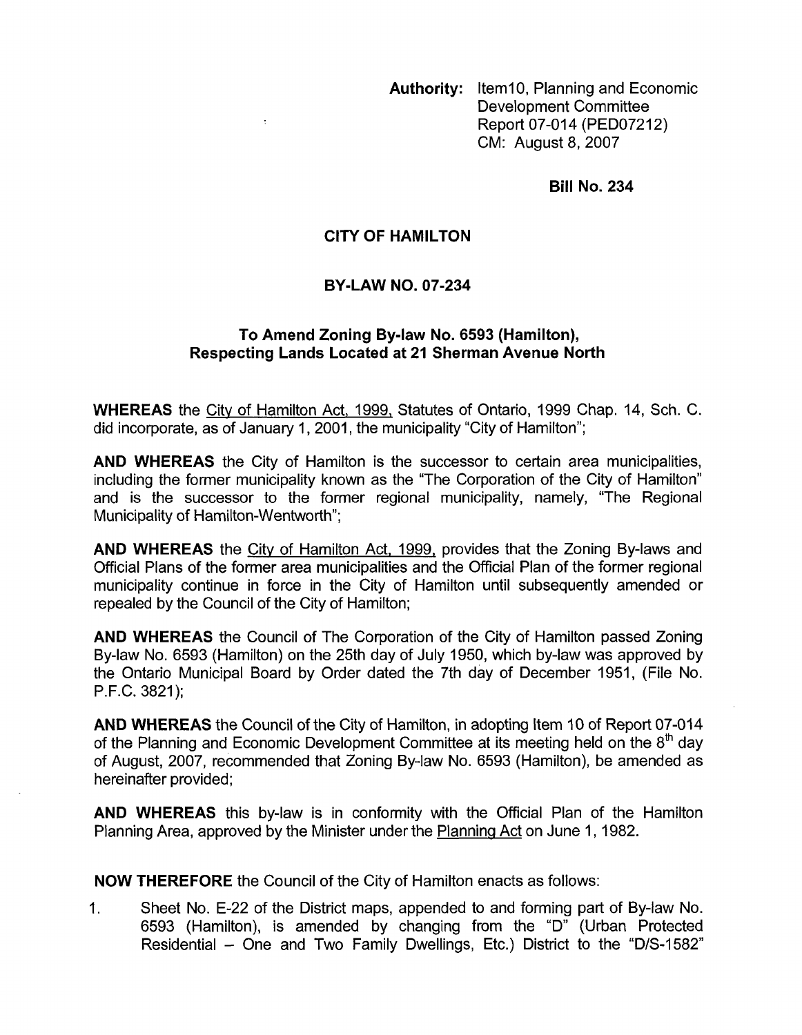**Authority:** Item10, Planning and Economic Development Committee Report 07-014 (PED07212) CM: August 8, 2007

**Bill No. 234**

## CITY OF HAMILTON

## BY-LAW NO. 07-234

### To Amend Zoning By-law No. 6593 (Hamilton), Respecting Lands Located at 21 Sherman Avenue North

**WHEREAS** the City of Hamilton Act, 1999, Statutes of Ontario, 1999 Chap. 14, Sch. C. did incorporate, as of January 1, 2001, the municipality "City of Hamilton";

**AND WHEREAS** the City of Hamilton is the successor to certain area municipalities, including the former municipality known as the "The Corporation of the City of Hamilton" and is the successor to the former regional municipality, namely, "The Regional Municipality of Hamilton-Wentworth";

**AND WHEREAS** the City of Hamilton Act, 1999, provides that the Zoning By-laws and Official Plans of the former area municipalities and the Official Plan of the former regional municipality continue in force in the City of Hamilton until subsequently amended or repealed by the Council of the City of Hamilton;

**AND WHEREAS** the Council of The Corporation of the City of Hamilton passed Zoning By-law No. 6593 (Hamilton) on the 25th day of July 1950, which by-law was approved by the Ontario Municipal Board by Order dated the 7th day of December 1951, (File No. P.F.C. 3821);

**AND WHEREAS** the Council of the City of Hamilton, in adopting Item 10 of Report 07-014 of the Planning and Economic Development Committee at its meeting held on the 8th day of August, 2007, recommended that Zoning By-law No. 6593 (Hamilton), be amended as hereinafter provided;

**AND WHEREAS** this by-law is in conformity with the Official Plan of the Hamilton Planning Area, approved by the Minister under the Planning Act on June 1, 1982.

**NOW THEREFORE** the Council of the City of Hamilton enacts as follows:

1. Sheet No. E-22 of the District maps, appended to and forming part of By-law No. 6593 (Hamilton), is amended by changing from the "D" (Urban Protected Residential – One and Two Family Dwellings, Etc.) District to the "D/S-1582"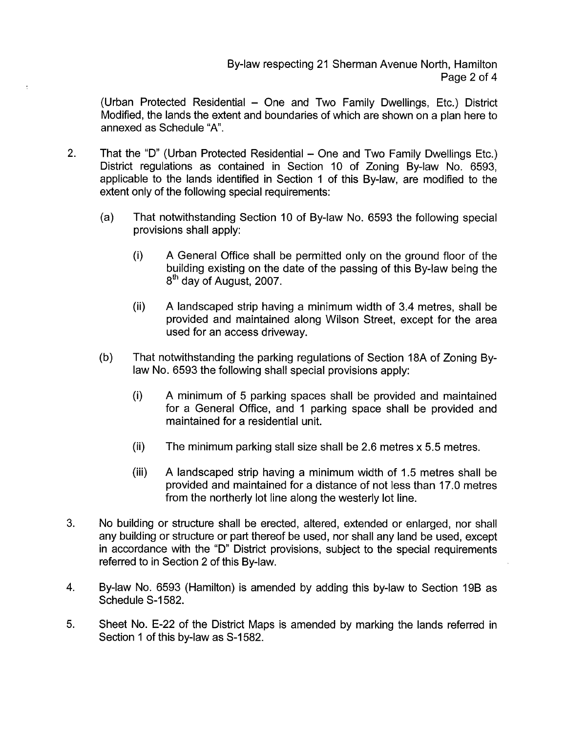(Urban Protected Residential – One and Two Family Dwellings, Etc.) District Modified, the lands the extent and boundaries of which are shown on a plan here to annexed as Schedule "A".

2. That the "D" (Urban Protected Residential – One and Two Family Dwellings Etc.) District regulations as contained in Section 10 of Zoning By-law No. 6593, applicable to the lands identified in Section 1 of this By-law, are modified to the extent only of the following special requirements:

   (a) That notwithstanding Section 10 of By-law No. 6593 the following special provisions shall apply:

      (i) A General Office shall be permitted only on the ground floor of the building existing on the date of the passing of this By-law being the 8th day of August, 2007.

      (ii) A landscaped strip having a minimum width of 3.4 metres, shall be provided and maintained along Wilson Street, except for the area used for an access driveway.

   (b) That notwithstanding the parking regulations of Section 18A of Zoning By-law No. 6593 the following shall special provisions apply:

      (i) A minimum of 5 parking spaces shall be provided and maintained for a General Office, and 1 parking space shall be provided and maintained for a residential unit.

      (ii) The minimum parking stall size shall be 2.6 metres x 5.5 metres.

      (iii) A landscaped strip having a minimum width of 1.5 metres shall be provided and maintained for a distance of not less than 17.0 metres from the northerly lot line along the westerly lot line.

3. No building or structure shall be erected, altered, extended or enlarged, nor shall any building or structure or part thereof be used, nor shall any land be used, except in accordance with the "D" District provisions, subject to the special requirements referred to in Section 2 of this By-law.

4. By-law No. 6593 (Hamilton) is amended by adding this by-law to Section 19B as Schedule S-1582.

5. Sheet No. E-22 of the District Maps is amended by marking the lands referred in Section 1 of this by-law as S-1582.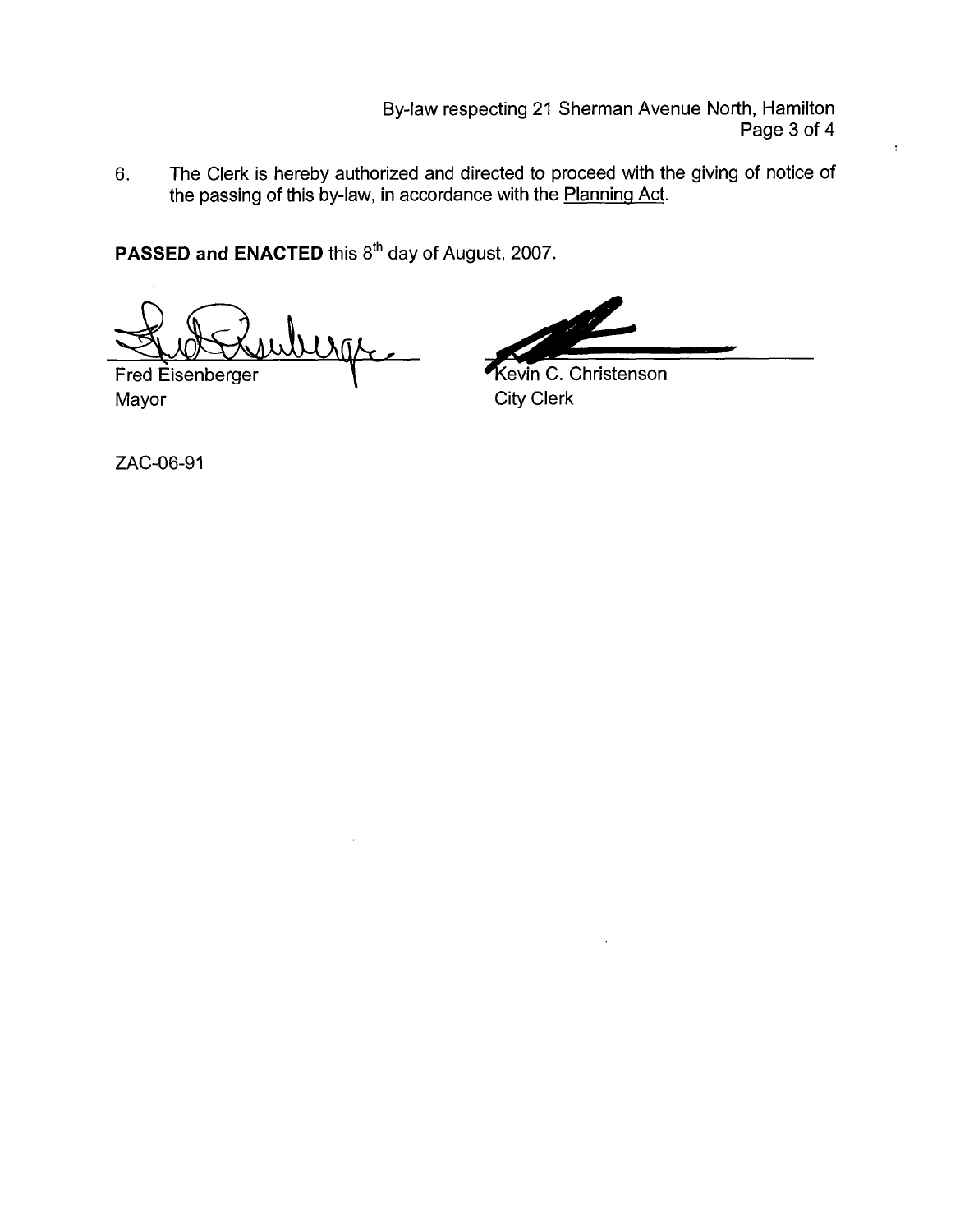6. The Clerk is hereby authorized and directed to proceed with the giving of notice of the passing of this by-law, in accordance with the Planning Act.

**PASSED and ENACTED** this 8th day of August, 2007.

Fred Eisenberger
Mayor

Kevin C. Christenson
City Clerk

ZAC-06-91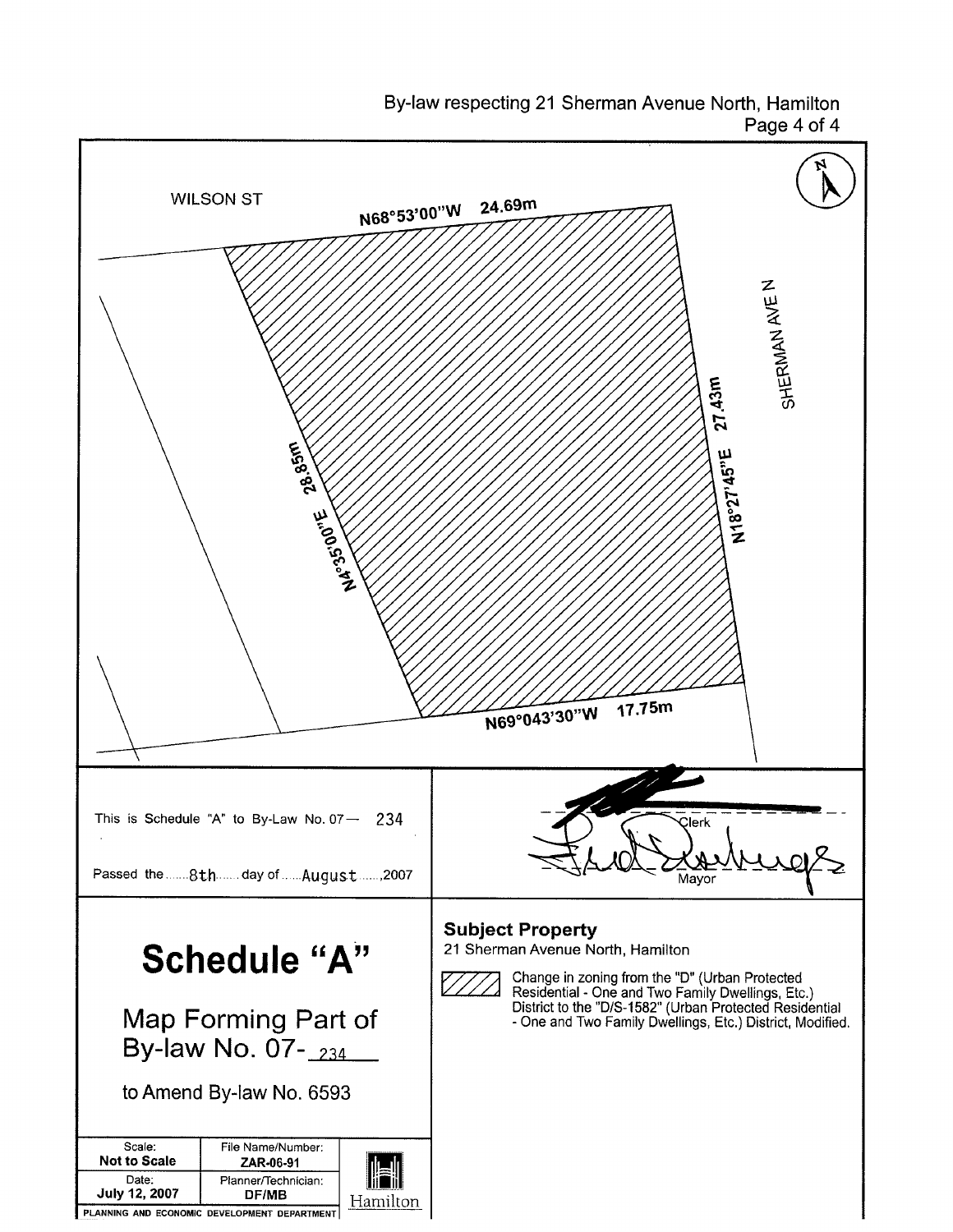By-law respecting 21 Sherman Avenue North, Hamilton

WILSON ST

N68°53'00"W 24.69m

SHERMAN AVE N

N18°27'45"E 27.43m

N4°35'00"E 28.85m

N69°043'30"W 17.75m

This is Schedule "A" to By-Law No. 07— 234

Passed the 8th day of August, 2007

Clerk

Mayor

# Schedule "A"

## Map Forming Part of By-law No. 07-234

to Amend By-law No. 6593

**Subject Property**

21 Sherman Avenue North, Hamilton

Change in zoning from the "D" (Urban Protected Residential - One and Two Family Dwellings, Etc.) District to the "D/S-1582" (Urban Protected Residential - One and Two Family Dwellings, Etc.) District, Modified.

| Scale: | File Name/Number: |
|---|---|
| **Not to Scale** | **ZAR-06-91** |
| Date: | Planner/Technician: |
| **July 12, 2007** | **DF/MB** |

PLANNING AND ECONOMIC DEVELOPMENT DEPARTMENT

Hamilton